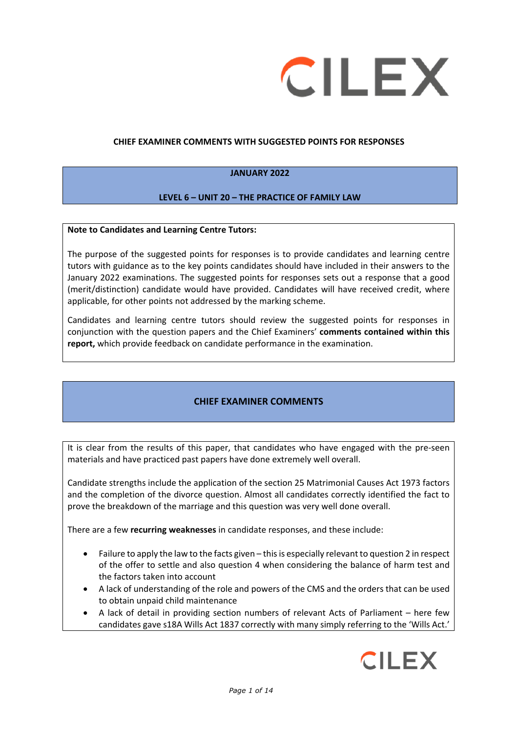## CHIEF EXAMINER COMMENTS WITH SUGGESTED POINTS FOR RESPONSES

**JANUARY 2022**

**LEVEL 6 – UNIT 20 – THE PRACTICE OF FAMILY LAW**

**Note to Candidates and Learning Centre Tutors:**

The purpose of the suggested points for responses is to provide candidates and learning centre tutors with guidance as to the key points candidates should have included in their answers to the January 2022 examinations. The suggested points for responses sets out a response that a good (merit/distinction) candidate would have provided. Candidates will have received credit, where applicable, for other points not addressed by the marking scheme.

Candidates and learning centre tutors should review the suggested points for responses in conjunction with the question papers and the Chief Examiners' **comments contained within this report,** which provide feedback on candidate performance in the examination.

## CHIEF EXAMINER COMMENTS

It is clear from the results of this paper, that candidates who have engaged with the pre-seen materials and have practiced past papers have done extremely well overall.

Candidate strengths include the application of the section 25 Matrimonial Causes Act 1973 factors and the completion of the divorce question. Almost all candidates correctly identified the fact to prove the breakdown of the marriage and this question was very well done overall.

There are a few **recurring weaknesses** in candidate responses, and these include:

- Failure to apply the law to the facts given – this is especially relevant to question 2 in respect of the offer to settle and also question 4 when considering the balance of harm test and the factors taken into account
- A lack of understanding of the role and powers of the CMS and the orders that can be used to obtain unpaid child maintenance
- A lack of detail in providing section numbers of relevant Acts of Parliament – here few candidates gave s18A Wills Act 1837 correctly with many simply referring to the 'Wills Act.'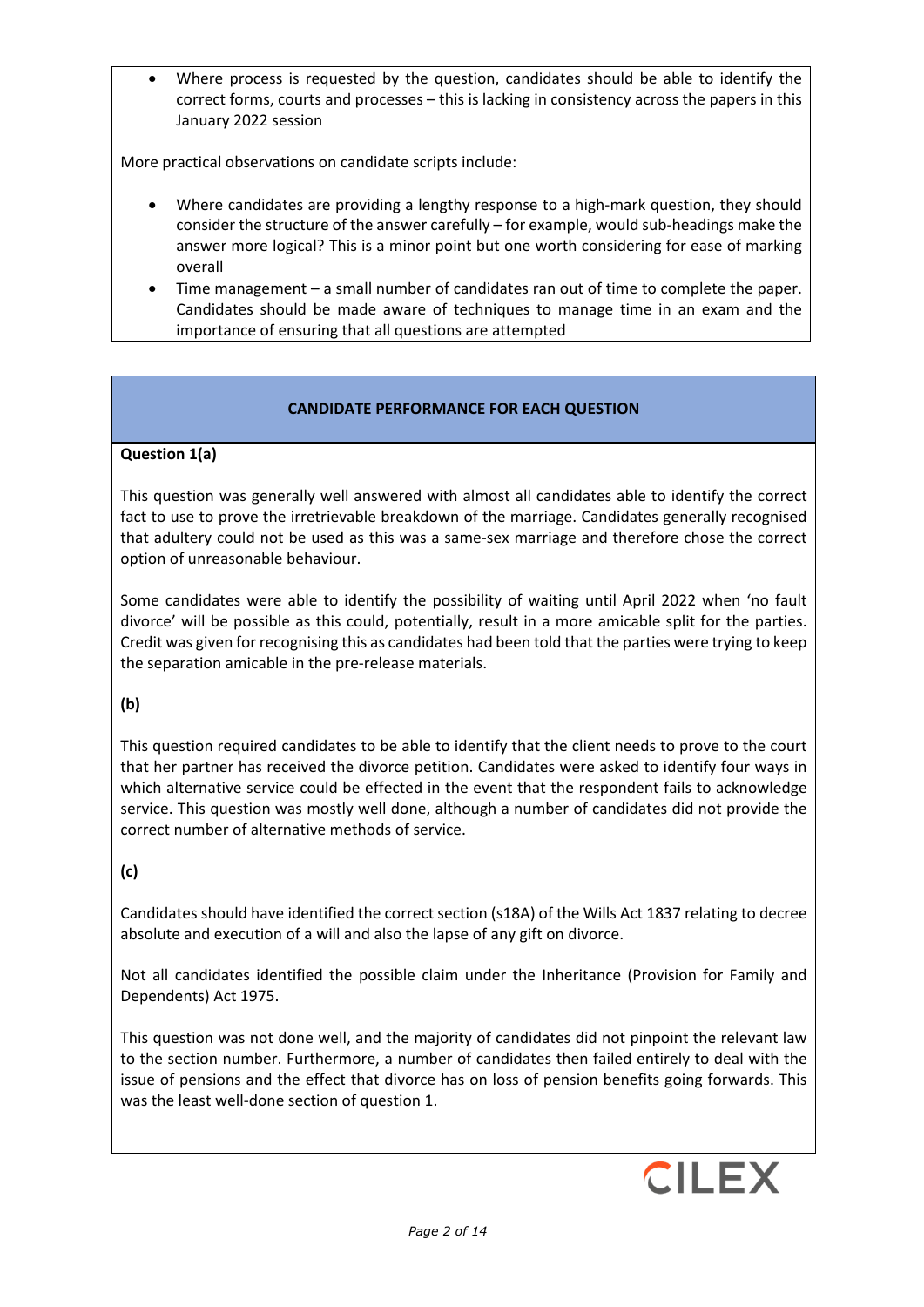- Where process is requested by the question, candidates should be able to identify the correct forms, courts and processes – this is lacking in consistency across the papers in this January 2022 session

More practical observations on candidate scripts include:

- Where candidates are providing a lengthy response to a high-mark question, they should consider the structure of the answer carefully – for example, would sub-headings make the answer more logical? This is a minor point but one worth considering for ease of marking overall
- Time management – a small number of candidates ran out of time to complete the paper. Candidates should be made aware of techniques to manage time in an exam and the importance of ensuring that all questions are attempted

## CANDIDATE PERFORMANCE FOR EACH QUESTION

**Question 1(a)**

This question was generally well answered with almost all candidates able to identify the correct fact to use to prove the irretrievable breakdown of the marriage. Candidates generally recognised that adultery could not be used as this was a same-sex marriage and therefore chose the correct option of unreasonable behaviour.

Some candidates were able to identify the possibility of waiting until April 2022 when 'no fault divorce' will be possible as this could, potentially, result in a more amicable split for the parties. Credit was given for recognising this as candidates had been told that the parties were trying to keep the separation amicable in the pre-release materials.

**(b)**

This question required candidates to be able to identify that the client needs to prove to the court that her partner has received the divorce petition. Candidates were asked to identify four ways in which alternative service could be effected in the event that the respondent fails to acknowledge service. This question was mostly well done, although a number of candidates did not provide the correct number of alternative methods of service.

**(c)**

Candidates should have identified the correct section (s18A) of the Wills Act 1837 relating to decree absolute and execution of a will and also the lapse of any gift on divorce.

Not all candidates identified the possible claim under the Inheritance (Provision for Family and Dependents) Act 1975.

This question was not done well, and the majority of candidates did not pinpoint the relevant law to the section number. Furthermore, a number of candidates then failed entirely to deal with the issue of pensions and the effect that divorce has on loss of pension benefits going forwards. This was the least well-done section of question 1.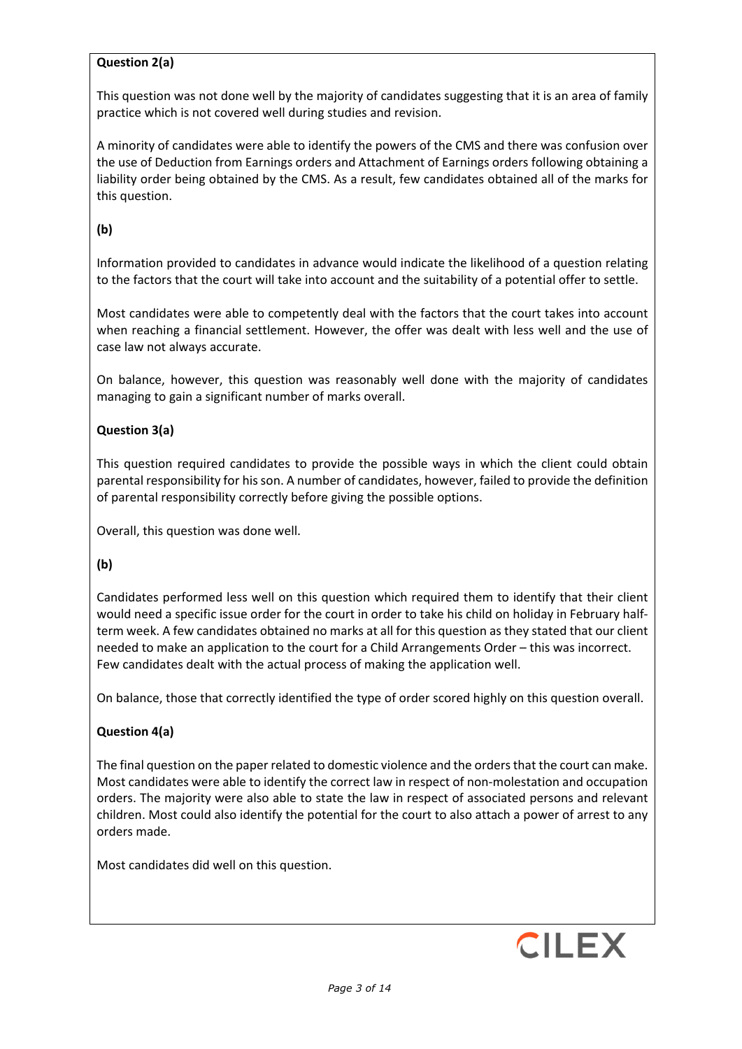**Question 2(a)**

This question was not done well by the majority of candidates suggesting that it is an area of family practice which is not covered well during studies and revision.

A minority of candidates were able to identify the powers of the CMS and there was confusion over the use of Deduction from Earnings orders and Attachment of Earnings orders following obtaining a liability order being obtained by the CMS. As a result, few candidates obtained all of the marks for this question.

**(b)**

Information provided to candidates in advance would indicate the likelihood of a question relating to the factors that the court will take into account and the suitability of a potential offer to settle.

Most candidates were able to competently deal with the factors that the court takes into account when reaching a financial settlement. However, the offer was dealt with less well and the use of case law not always accurate.

On balance, however, this question was reasonably well done with the majority of candidates managing to gain a significant number of marks overall.

**Question 3(a)**

This question required candidates to provide the possible ways in which the client could obtain parental responsibility for his son. A number of candidates, however, failed to provide the definition of parental responsibility correctly before giving the possible options.

Overall, this question was done well.

**(b)**

Candidates performed less well on this question which required them to identify that their client would need a specific issue order for the court in order to take his child on holiday in February half-term week. A few candidates obtained no marks at all for this question as they stated that our client needed to make an application to the court for a Child Arrangements Order – this was incorrect. Few candidates dealt with the actual process of making the application well.

On balance, those that correctly identified the type of order scored highly on this question overall.

**Question 4(a)**

The final question on the paper related to domestic violence and the orders that the court can make. Most candidates were able to identify the correct law in respect of non-molestation and occupation orders. The majority were also able to state the law in respect of associated persons and relevant children. Most could also identify the potential for the court to also attach a power of arrest to any orders made.

Most candidates did well on this question.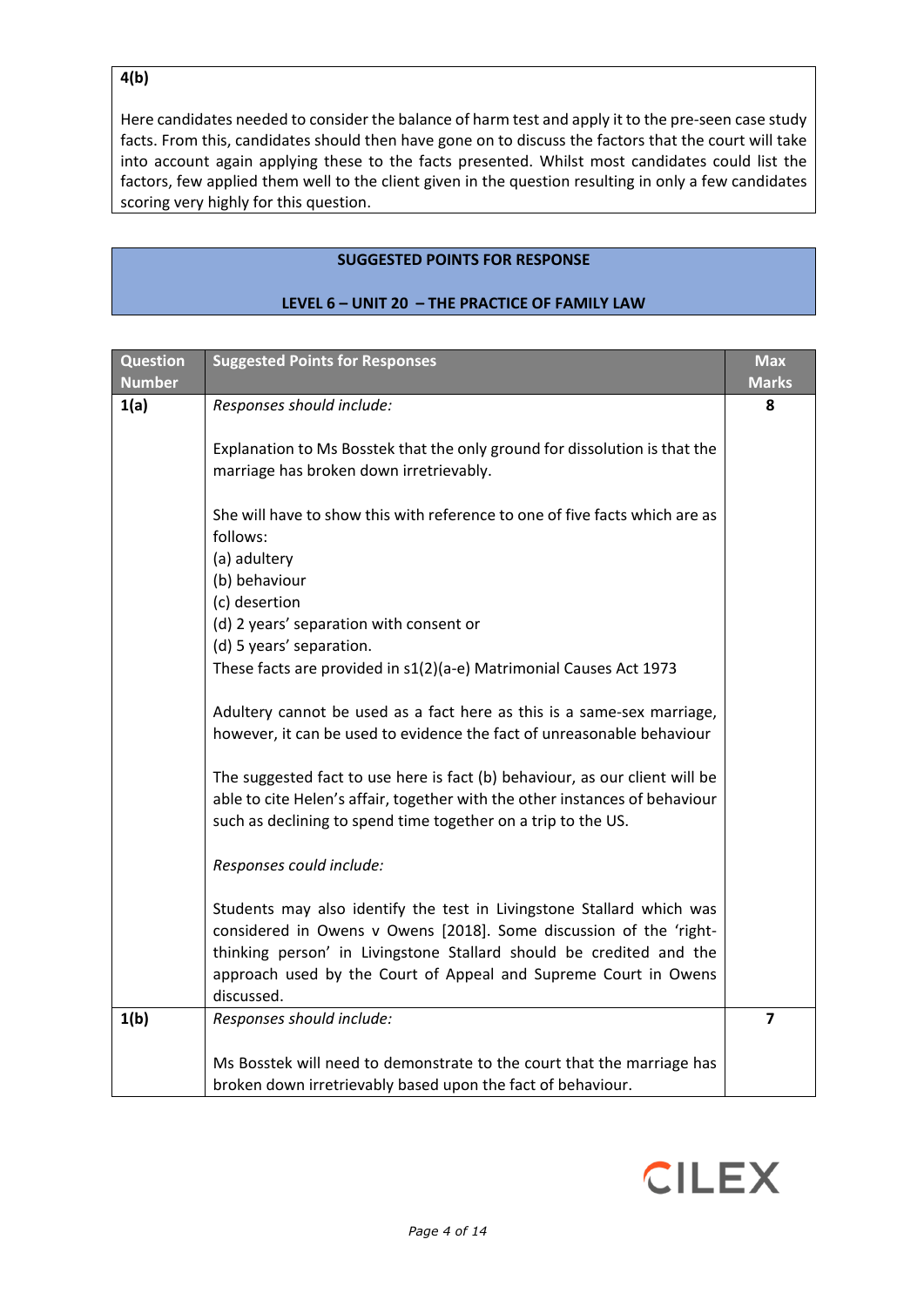**4(b)**

Here candidates needed to consider the balance of harm test and apply it to the pre-seen case study facts. From this, candidates should then have gone on to discuss the factors that the court will take into account again applying these to the facts presented. Whilst most candidates could list the factors, few applied them well to the client given in the question resulting in only a few candidates scoring very highly for this question.

## SUGGESTED POINTS FOR RESPONSE

## LEVEL 6 – UNIT 20 – THE PRACTICE OF FAMILY LAW

| Question Number | Suggested Points for Responses | Max Marks |
|---|---|---|
| **1(a)** | *Responses should include:*<br><br>Explanation to Ms Bosstek that the only ground for dissolution is that the marriage has broken down irretrievably.<br><br>She will have to show this with reference to one of five facts which are as follows:<br>(a) adultery<br>(b) behaviour<br>(c) desertion<br>(d) 2 years' separation with consent or<br>(d) 5 years' separation.<br>These facts are provided in s1(2)(a-e) Matrimonial Causes Act 1973<br><br>Adultery cannot be used as a fact here as this is a same-sex marriage, however, it can be used to evidence the fact of unreasonable behaviour<br><br>The suggested fact to use here is fact (b) behaviour, as our client will be able to cite Helen's affair, together with the other instances of behaviour such as declining to spend time together on a trip to the US.<br><br>*Responses could include:*<br><br>Students may also identify the test in Livingstone Stallard which was considered in Owens v Owens [2018]. Some discussion of the 'right-thinking person' in Livingstone Stallard should be credited and the approach used by the Court of Appeal and Supreme Court in Owens discussed. | **8** |
| **1(b)** | *Responses should include:*<br><br>Ms Bosstek will need to demonstrate to the court that the marriage has broken down irretrievably based upon the fact of behaviour. | **7** |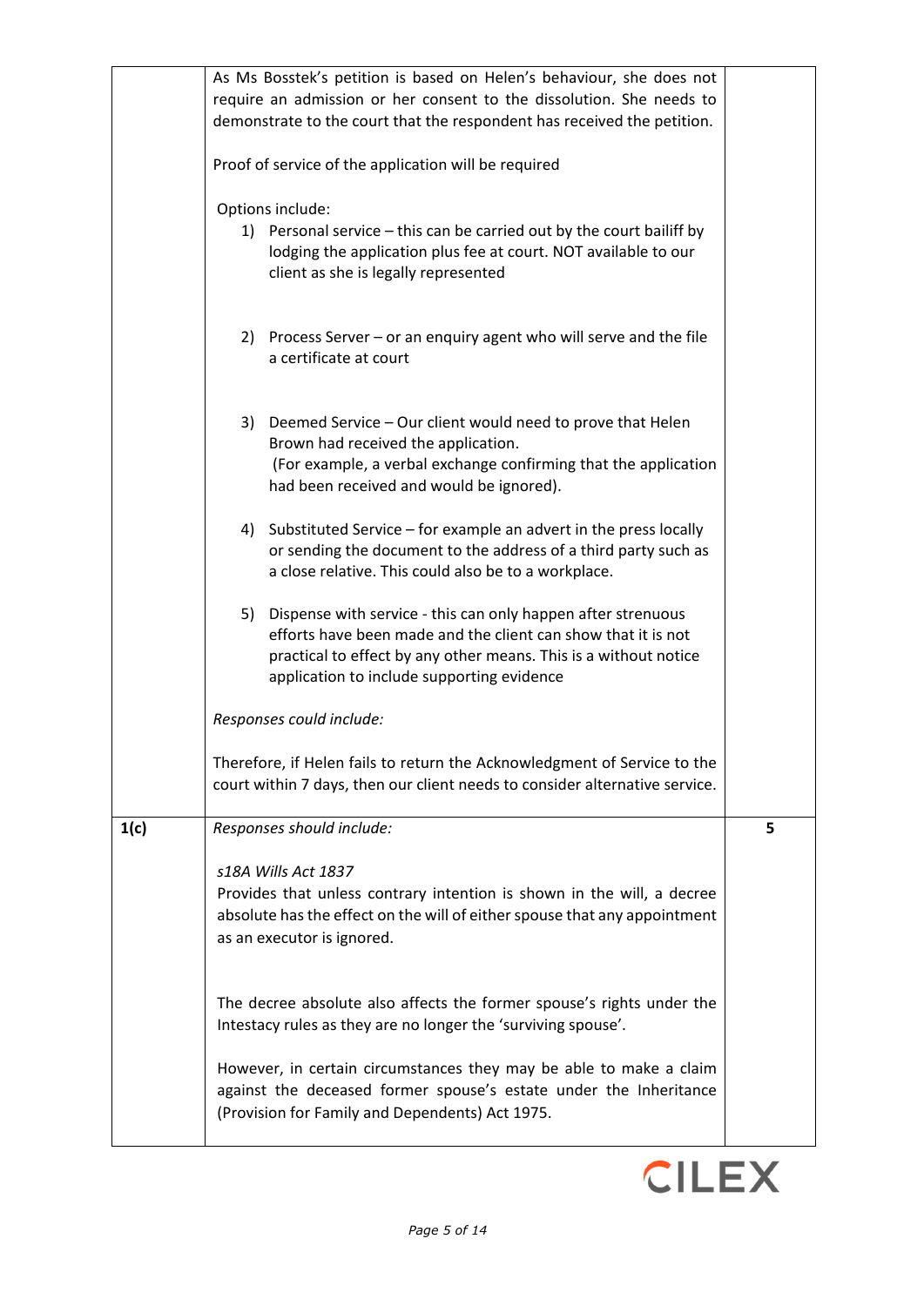| | | |
|---|---|---|
| | As Ms Bosstek's petition is based on Helen's behaviour, she does not require an admission or her consent to the dissolution. She needs to demonstrate to the court that the respondent has received the petition.<br><br>Proof of service of the application will be required<br><br>Options include:<br>1) Personal service – this can be carried out by the court bailiff by lodging the application plus fee at court. NOT available to our client as she is legally represented<br><br>2) Process Server – or an enquiry agent who will serve and the file a certificate at court<br><br>3) Deemed Service – Our client would need to prove that Helen Brown had received the application. (For example, a verbal exchange confirming that the application had been received and would be ignored).<br><br>4) Substituted Service – for example an advert in the press locally or sending the document to the address of a third party such as a close relative. This could also be to a workplace.<br><br>5) Dispense with service - this can only happen after strenuous efforts have been made and the client can show that it is not practical to effect by any other means. This is a without notice application to include supporting evidence<br><br>*Responses could include:*<br><br>Therefore, if Helen fails to return the Acknowledgment of Service to the court within 7 days, then our client needs to consider alternative service. | |
| **1(c)** | *Responses should include:*<br><br>*s18A Wills Act 1837*<br>Provides that unless contrary intention is shown in the will, a decree absolute has the effect on the will of either spouse that any appointment as an executor is ignored.<br><br>The decree absolute also affects the former spouse's rights under the Intestacy rules as they are no longer the 'surviving spouse'.<br><br>However, in certain circumstances they may be able to make a claim against the deceased former spouse's estate under the Inheritance (Provision for Family and Dependents) Act 1975. | **5** |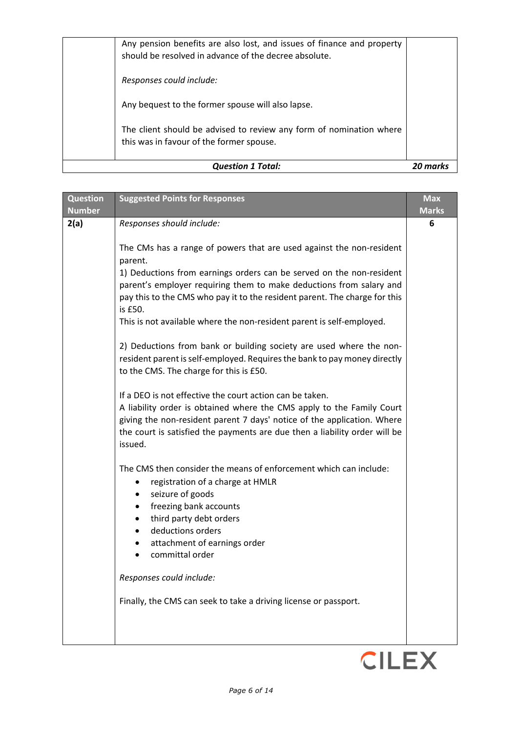|  | Any pension benefits are also lost, and issues of finance and property should be resolved in advance of the decree absolute.<br><br>*Responses could include:*<br><br>Any bequest to the former spouse will also lapse.<br><br>The client should be advised to review any form of nomination where this was in favour of the former spouse. |  |
|---|---|---|
| ***Question 1 Total:*** | | ***20 marks*** |

| Question Number | Suggested Points for Responses | Max Marks |
|---|---|---|
| **2(a)** | *Responses should include:*<br><br>The CMs has a range of powers that are used against the non-resident parent.<br>1) Deductions from earnings orders can be served on the non-resident parent's employer requiring them to make deductions from salary and pay this to the CMS who pay it to the resident parent. The charge for this is £50.<br>This is not available where the non-resident parent is self-employed.<br><br>2) Deductions from bank or building society are used where the non-resident parent is self-employed. Requires the bank to pay money directly to the CMS. The charge for this is £50.<br><br>If a DEO is not effective the court action can be taken.<br>A liability order is obtained where the CMS apply to the Family Court giving the non-resident parent 7 days' notice of the application. Where the court is satisfied the payments are due then a liability order will be issued.<br><br>The CMS then consider the means of enforcement which can include:<br>• registration of a charge at HMLR<br>• seizure of goods<br>• freezing bank accounts<br>• third party debt orders<br>• deductions orders<br>• attachment of earnings order<br>• committal order<br><br>*Responses could include:*<br><br>Finally, the CMS can seek to take a driving license or passport. | **6** |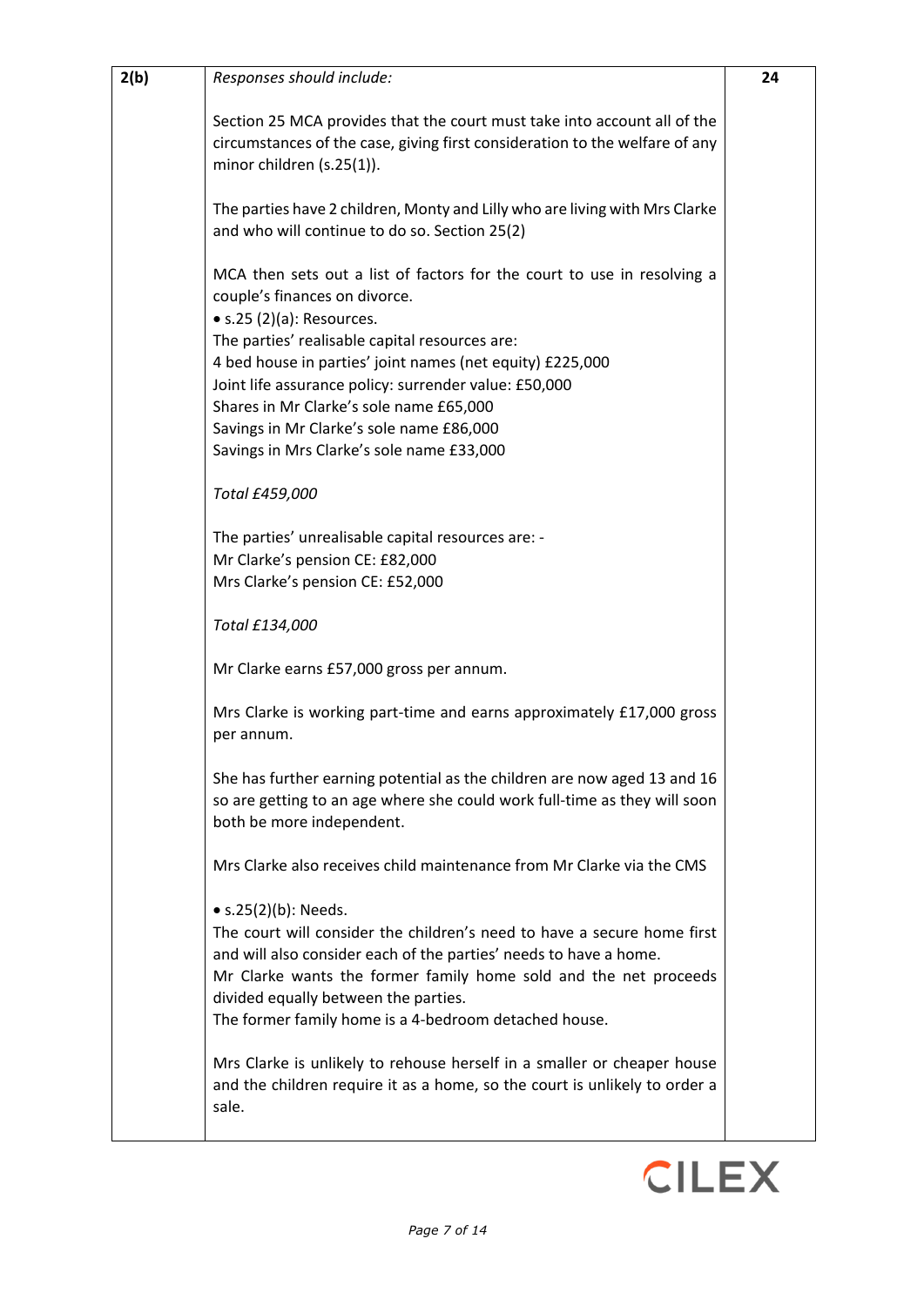| 2(b) | *Responses should include:* | 24 |
|---|---|---|

*Responses should include:*

Section 25 MCA provides that the court must take into account all of the circumstances of the case, giving first consideration to the welfare of any minor children (s.25(1)).

The parties have 2 children, Monty and Lilly who are living with Mrs Clarke and who will continue to do so. Section 25(2)

MCA then sets out a list of factors for the court to use in resolving a couple's finances on divorce.

- s.25 (2)(a): Resources.

The parties' realisable capital resources are:
4 bed house in parties' joint names (net equity) £225,000
Joint life assurance policy: surrender value: £50,000
Shares in Mr Clarke's sole name £65,000
Savings in Mr Clarke's sole name £86,000
Savings in Mrs Clarke's sole name £33,000

*Total £459,000*

The parties' unrealisable capital resources are: -
Mr Clarke's pension CE: £82,000
Mrs Clarke's pension CE: £52,000

*Total £134,000*

Mr Clarke earns £57,000 gross per annum.

Mrs Clarke is working part-time and earns approximately £17,000 gross per annum.

She has further earning potential as the children are now aged 13 and 16 so are getting to an age where she could work full-time as they will soon both be more independent.

Mrs Clarke also receives child maintenance from Mr Clarke via the CMS

- s.25(2)(b): Needs.

The court will consider the children's need to have a secure home first and will also consider each of the parties' needs to have a home.
Mr Clarke wants the former family home sold and the net proceeds divided equally between the parties.
The former family home is a 4-bedroom detached house.

Mrs Clarke is unlikely to rehouse herself in a smaller or cheaper house and the children require it as a home, so the court is unlikely to order a sale.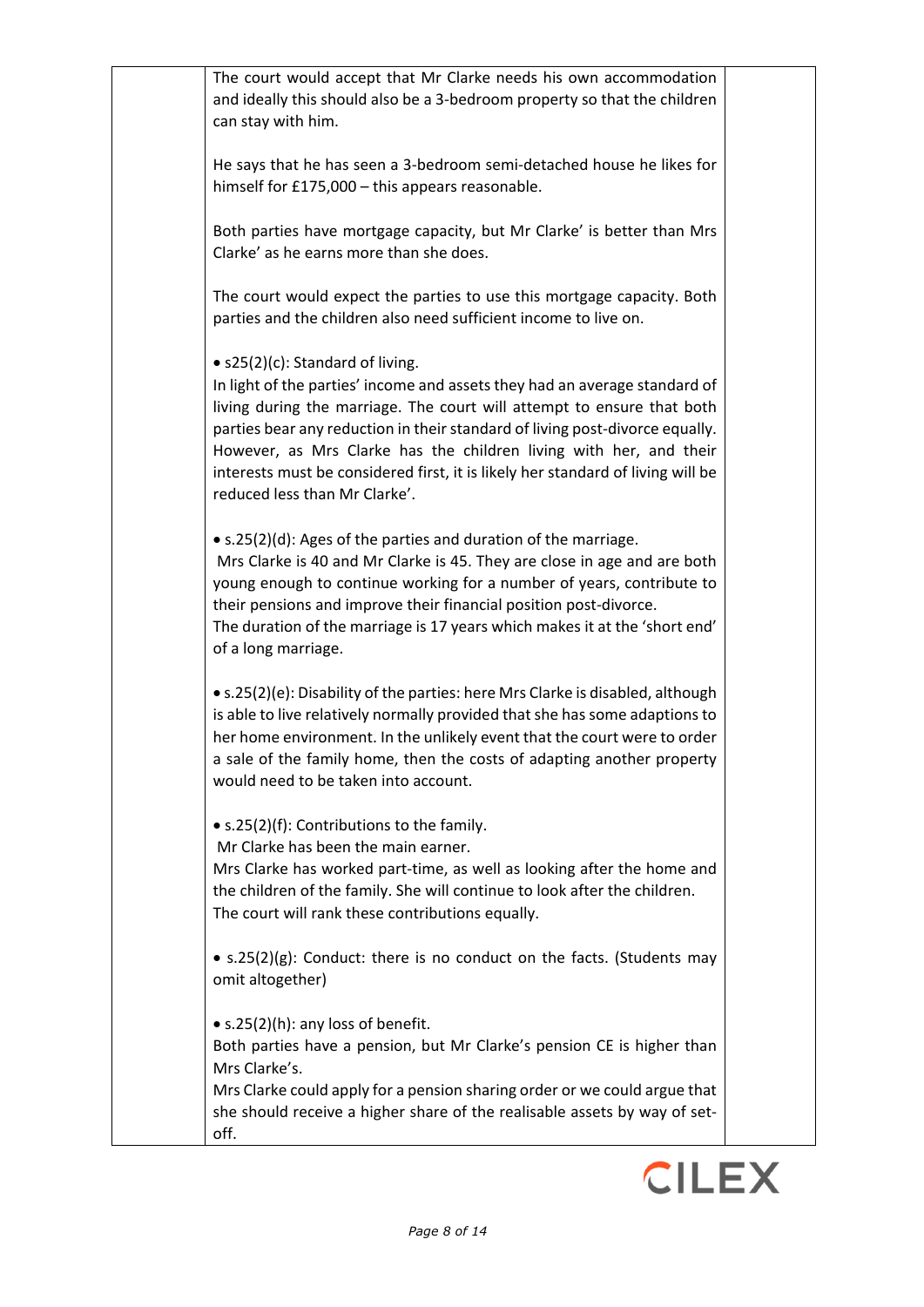The court would accept that Mr Clarke needs his own accommodation and ideally this should also be a 3-bedroom property so that the children can stay with him.

He says that he has seen a 3-bedroom semi-detached house he likes for himself for £175,000 – this appears reasonable.

Both parties have mortgage capacity, but Mr Clarke' is better than Mrs Clarke' as he earns more than she does.

The court would expect the parties to use this mortgage capacity. Both parties and the children also need sufficient income to live on.

- s25(2)(c): Standard of living.
In light of the parties' income and assets they had an average standard of living during the marriage. The court will attempt to ensure that both parties bear any reduction in their standard of living post-divorce equally. However, as Mrs Clarke has the children living with her, and their interests must be considered first, it is likely her standard of living will be reduced less than Mr Clarke'.

- s.25(2)(d): Ages of the parties and duration of the marriage.
Mrs Clarke is 40 and Mr Clarke is 45. They are close in age and are both young enough to continue working for a number of years, contribute to their pensions and improve their financial position post-divorce.
The duration of the marriage is 17 years which makes it at the 'short end' of a long marriage.

- s.25(2)(e): Disability of the parties: here Mrs Clarke is disabled, although is able to live relatively normally provided that she has some adaptions to her home environment. In the unlikely event that the court were to order a sale of the family home, then the costs of adapting another property would need to be taken into account.

- s.25(2)(f): Contributions to the family.
Mr Clarke has been the main earner.
Mrs Clarke has worked part-time, as well as looking after the home and the children of the family. She will continue to look after the children.
The court will rank these contributions equally.

- s.25(2)(g): Conduct: there is no conduct on the facts. (Students may omit altogether)

- s.25(2)(h): any loss of benefit.
Both parties have a pension, but Mr Clarke's pension CE is higher than Mrs Clarke's.
Mrs Clarke could apply for a pension sharing order or we could argue that she should receive a higher share of the realisable assets by way of set-off.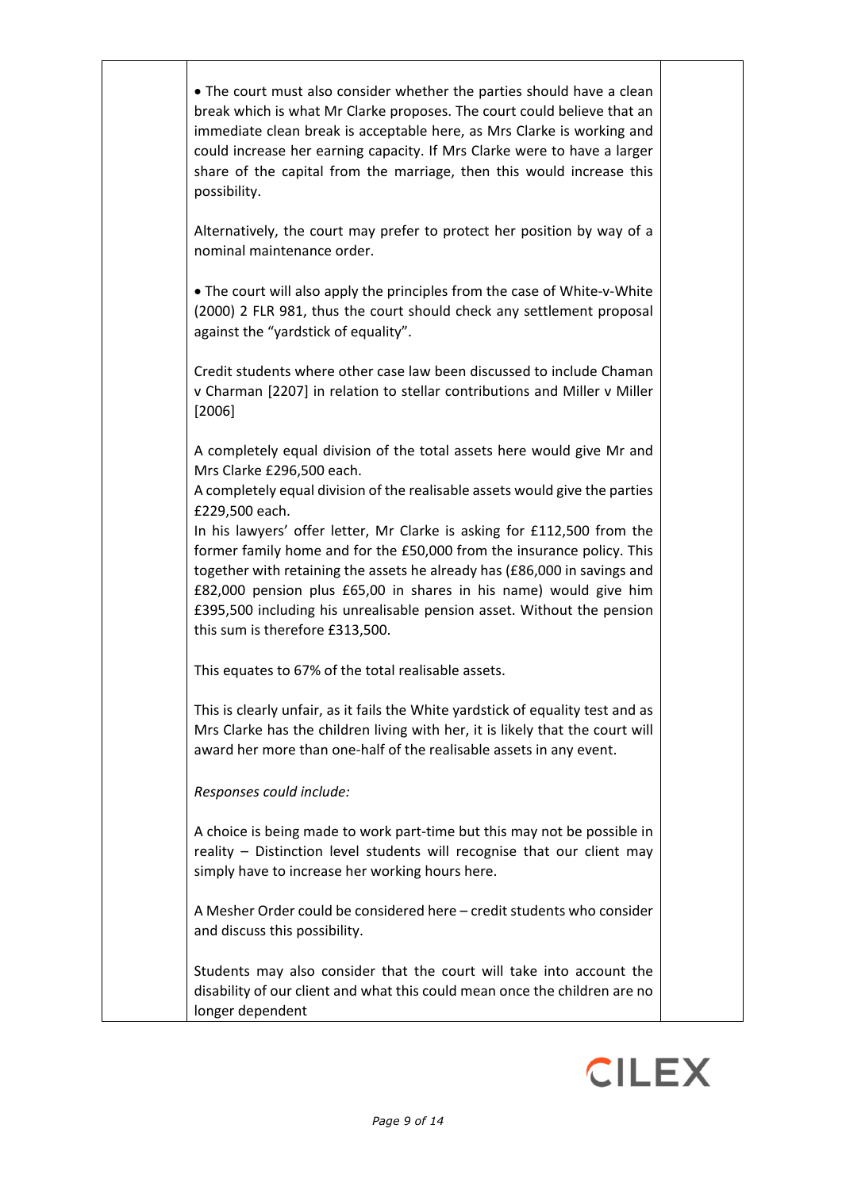- The court must also consider whether the parties should have a clean break which is what Mr Clarke proposes. The court could believe that an immediate clean break is acceptable here, as Mrs Clarke is working and could increase her earning capacity. If Mrs Clarke were to have a larger share of the capital from the marriage, then this would increase this possibility.

Alternatively, the court may prefer to protect her position by way of a nominal maintenance order.

- The court will also apply the principles from the case of White-v-White (2000) 2 FLR 981, thus the court should check any settlement proposal against the "yardstick of equality".

Credit students where other case law been discussed to include Chaman v Charman [2207] in relation to stellar contributions and Miller v Miller [2006]

A completely equal division of the total assets here would give Mr and Mrs Clarke £296,500 each.
A completely equal division of the realisable assets would give the parties £229,500 each.
In his lawyers' offer letter, Mr Clarke is asking for £112,500 from the former family home and for the £50,000 from the insurance policy. This together with retaining the assets he already has (£86,000 in savings and £82,000 pension plus £65,00 in shares in his name) would give him £395,500 including his unrealisable pension asset. Without the pension this sum is therefore £313,500.

This equates to 67% of the total realisable assets.

This is clearly unfair, as it fails the White yardstick of equality test and as Mrs Clarke has the children living with her, it is likely that the court will award her more than one-half of the realisable assets in any event.

*Responses could include:*

A choice is being made to work part-time but this may not be possible in reality – Distinction level students will recognise that our client may simply have to increase her working hours here.

A Mesher Order could be considered here – credit students who consider and discuss this possibility.

Students may also consider that the court will take into account the disability of our client and what this could mean once the children are no longer dependent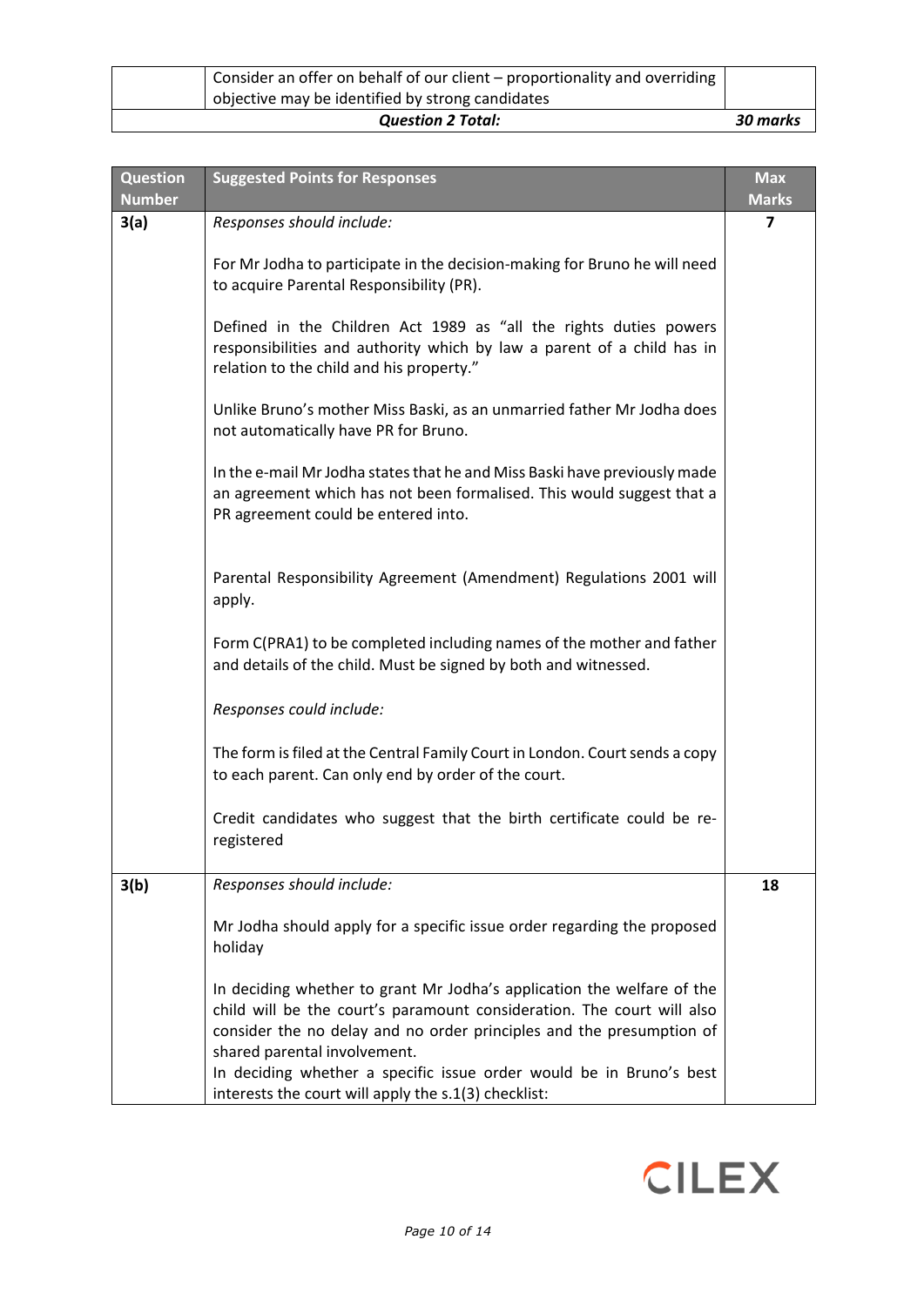| | | |
|---|---|---|
| | Consider an offer on behalf of our client – proportionality and overriding objective may be identified by strong candidates | |
| | ***Question 2 Total:*** | ***30 marks*** |

| Question Number | Suggested Points for Responses | Max Marks |
|---|---|---|
| **3(a)** | *Responses should include:*<br><br>For Mr Jodha to participate in the decision-making for Bruno he will need to acquire Parental Responsibility (PR).<br><br>Defined in the Children Act 1989 as "all the rights duties powers responsibilities and authority which by law a parent of a child has in relation to the child and his property."<br><br>Unlike Bruno's mother Miss Baski, as an unmarried father Mr Jodha does not automatically have PR for Bruno.<br><br>In the e-mail Mr Jodha states that he and Miss Baski have previously made an agreement which has not been formalised. This would suggest that a PR agreement could be entered into.<br><br>Parental Responsibility Agreement (Amendment) Regulations 2001 will apply.<br><br>Form C(PRA1) to be completed including names of the mother and father and details of the child. Must be signed by both and witnessed.<br><br>*Responses could include:*<br><br>The form is filed at the Central Family Court in London. Court sends a copy to each parent. Can only end by order of the court.<br><br>Credit candidates who suggest that the birth certificate could be re-registered | **7** |
| **3(b)** | *Responses should include:*<br><br>Mr Jodha should apply for a specific issue order regarding the proposed holiday<br><br>In deciding whether to grant Mr Jodha's application the welfare of the child will be the court's paramount consideration. The court will also consider the no delay and no order principles and the presumption of shared parental involvement.<br>In deciding whether a specific issue order would be in Bruno's best interests the court will apply the s.1(3) checklist: | **18** |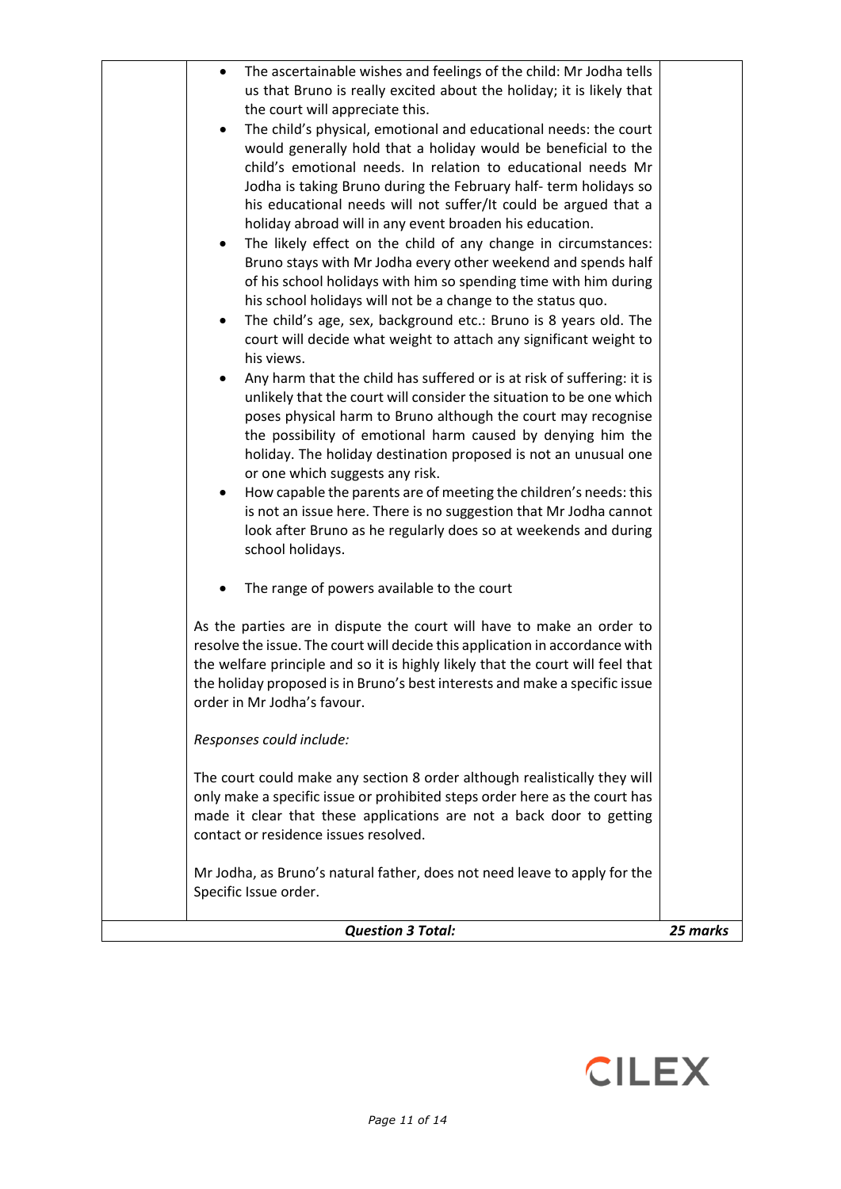| | | |
|---|---|---|
| | • The ascertainable wishes and feelings of the child: Mr Jodha tells us that Bruno is really excited about the holiday; it is likely that the court will appreciate this.<br>• The child's physical, emotional and educational needs: the court would generally hold that a holiday would be beneficial to the child's emotional needs. In relation to educational needs Mr Jodha is taking Bruno during the February half- term holidays so his educational needs will not suffer/It could be argued that a holiday abroad will in any event broaden his education.<br>• The likely effect on the child of any change in circumstances: Bruno stays with Mr Jodha every other weekend and spends half of his school holidays with him so spending time with him during his school holidays will not be a change to the status quo.<br>• The child's age, sex, background etc.: Bruno is 8 years old. The court will decide what weight to attach any significant weight to his views.<br>• Any harm that the child has suffered or is at risk of suffering: it is unlikely that the court will consider the situation to be one which poses physical harm to Bruno although the court may recognise the possibility of emotional harm caused by denying him the holiday. The holiday destination proposed is not an unusual one or one which suggests any risk.<br>• How capable the parents are of meeting the children's needs: this is not an issue here. There is no suggestion that Mr Jodha cannot look after Bruno as he regularly does so at weekends and during school holidays.<br><br>• The range of powers available to the court<br><br>As the parties are in dispute the court will have to make an order to resolve the issue. The court will decide this application in accordance with the welfare principle and so it is highly likely that the court will feel that the holiday proposed is in Bruno's best interests and make a specific issue order in Mr Jodha's favour.<br><br>*Responses could include:*<br><br>The court could make any section 8 order although realistically they will only make a specific issue or prohibited steps order here as the court has made it clear that these applications are not a back door to getting contact or residence issues resolved.<br><br>Mr Jodha, as Bruno's natural father, does not need leave to apply for the Specific Issue order. | |
| | ***Question 3 Total:*** | ***25 marks*** |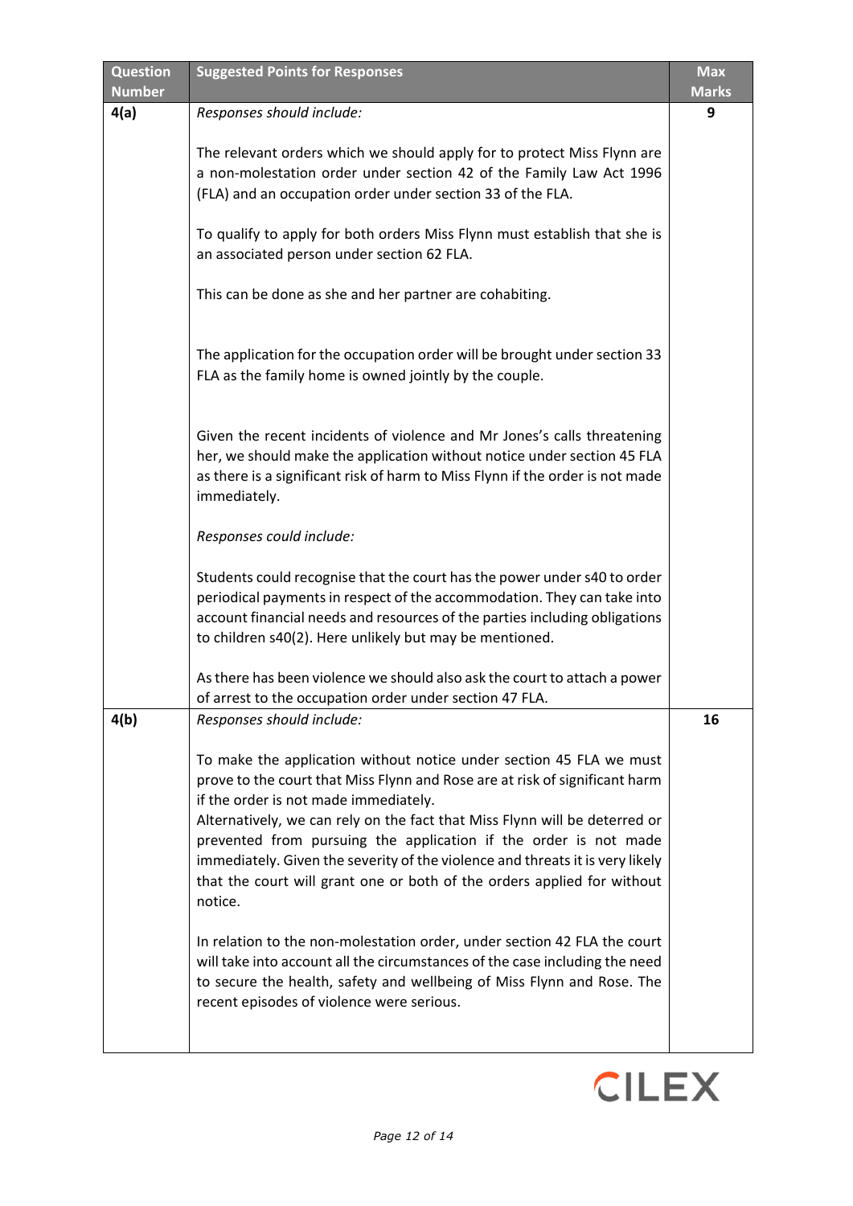| Question Number | Suggested Points for Responses | Max Marks |
|---|---|---|
| 4(a) | *Responses should include:*<br><br>The relevant orders which we should apply for to protect Miss Flynn are a non-molestation order under section 42 of the Family Law Act 1996 (FLA) and an occupation order under section 33 of the FLA.<br><br>To qualify to apply for both orders Miss Flynn must establish that she is an associated person under section 62 FLA.<br><br>This can be done as she and her partner are cohabiting.<br><br>The application for the occupation order will be brought under section 33 FLA as the family home is owned jointly by the couple.<br><br>Given the recent incidents of violence and Mr Jones's calls threatening her, we should make the application without notice under section 45 FLA as there is a significant risk of harm to Miss Flynn if the order is not made immediately.<br><br>*Responses could include:*<br><br>Students could recognise that the court has the power under s40 to order periodical payments in respect of the accommodation. They can take into account financial needs and resources of the parties including obligations to children s40(2). Here unlikely but may be mentioned.<br><br>As there has been violence we should also ask the court to attach a power of arrest to the occupation order under section 47 FLA. | 9 |
| 4(b) | *Responses should include:*<br><br>To make the application without notice under section 45 FLA we must prove to the court that Miss Flynn and Rose are at risk of significant harm if the order is not made immediately.<br>Alternatively, we can rely on the fact that Miss Flynn will be deterred or prevented from pursuing the application if the order is not made immediately. Given the severity of the violence and threats it is very likely that the court will grant one or both of the orders applied for without notice.<br><br>In relation to the non-molestation order, under section 42 FLA the court will take into account all the circumstances of the case including the need to secure the health, safety and wellbeing of Miss Flynn and Rose. The recent episodes of violence were serious. | 16 |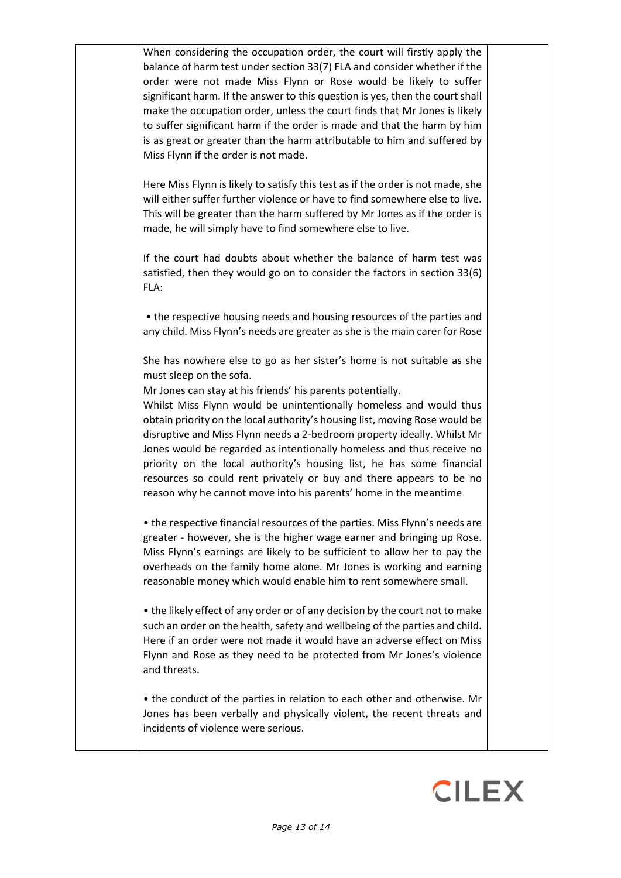When considering the occupation order, the court will firstly apply the balance of harm test under section 33(7) FLA and consider whether if the order were not made Miss Flynn or Rose would be likely to suffer significant harm. If the answer to this question is yes, then the court shall make the occupation order, unless the court finds that Mr Jones is likely to suffer significant harm if the order is made and that the harm by him is as great or greater than the harm attributable to him and suffered by Miss Flynn if the order is not made.

Here Miss Flynn is likely to satisfy this test as if the order is not made, she will either suffer further violence or have to find somewhere else to live. This will be greater than the harm suffered by Mr Jones as if the order is made, he will simply have to find somewhere else to live.

If the court had doubts about whether the balance of harm test was satisfied, then they would go on to consider the factors in section 33(6) FLA:

- the respective housing needs and housing resources of the parties and any child. Miss Flynn's needs are greater as she is the main carer for Rose

She has nowhere else to go as her sister's home is not suitable as she must sleep on the sofa.
Mr Jones can stay at his friends' his parents potentially.
Whilst Miss Flynn would be unintentionally homeless and would thus obtain priority on the local authority's housing list, moving Rose would be disruptive and Miss Flynn needs a 2-bedroom property ideally. Whilst Mr Jones would be regarded as intentionally homeless and thus receive no priority on the local authority's housing list, he has some financial resources so could rent privately or buy and there appears to be no reason why he cannot move into his parents' home in the meantime

- the respective financial resources of the parties. Miss Flynn's needs are greater - however, she is the higher wage earner and bringing up Rose. Miss Flynn's earnings are likely to be sufficient to allow her to pay the overheads on the family home alone. Mr Jones is working and earning reasonable money which would enable him to rent somewhere small.

- the likely effect of any order or of any decision by the court not to make such an order on the health, safety and wellbeing of the parties and child. Here if an order were not made it would have an adverse effect on Miss Flynn and Rose as they need to be protected from Mr Jones's violence and threats.

- the conduct of the parties in relation to each other and otherwise. Mr Jones has been verbally and physically violent, the recent threats and incidents of violence were serious.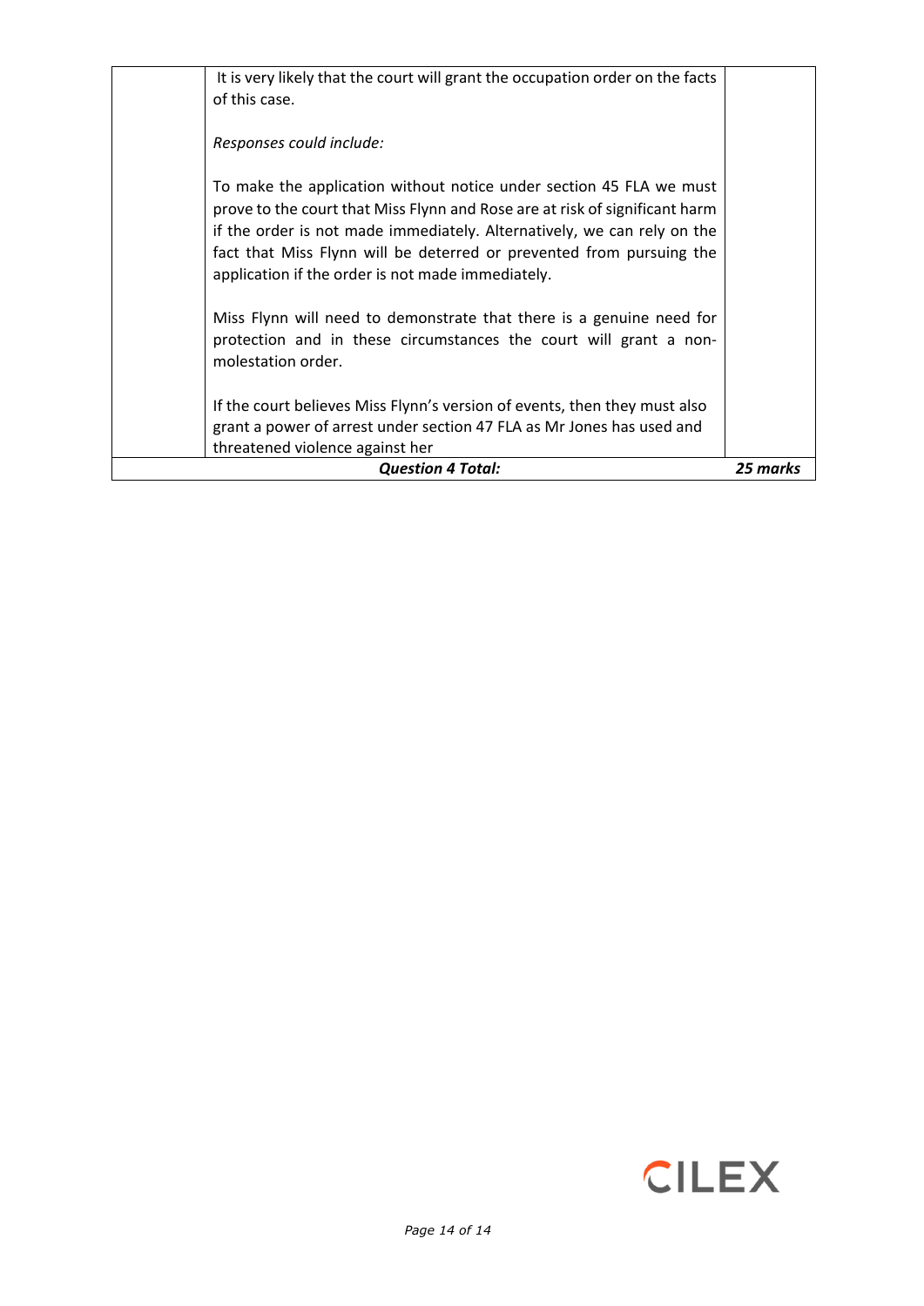| | | |
|---|---|---|
| | It is very likely that the court will grant the occupation order on the facts of this case.<br><br>*Responses could include:*<br><br>To make the application without notice under section 45 FLA we must prove to the court that Miss Flynn and Rose are at risk of significant harm if the order is not made immediately. Alternatively, we can rely on the fact that Miss Flynn will be deterred or prevented from pursuing the application if the order is not made immediately.<br><br>Miss Flynn will need to demonstrate that there is a genuine need for protection and in these circumstances the court will grant a non-molestation order.<br><br>If the court believes Miss Flynn's version of events, then they must also grant a power of arrest under section 47 FLA as Mr Jones has used and threatened violence against her | |
| | ***Question 4 Total:*** | ***25 marks*** |